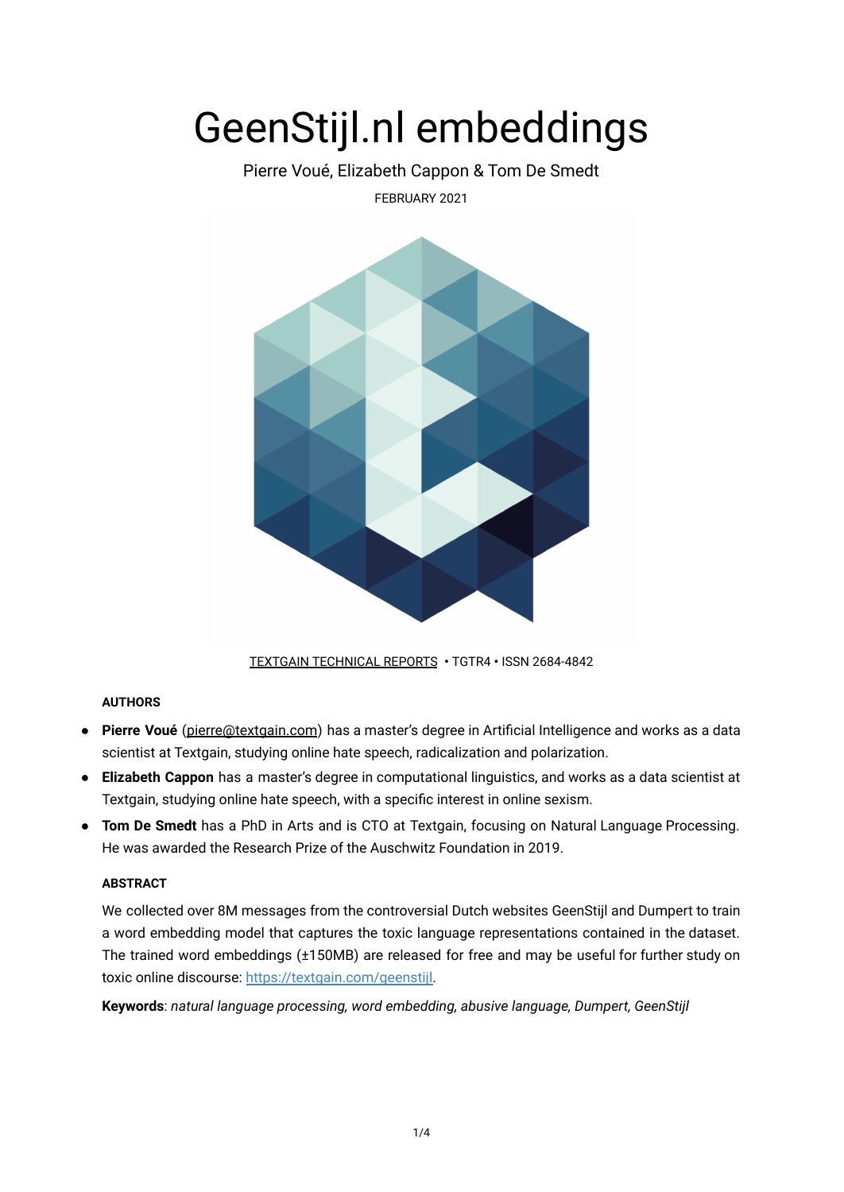# GeenStijl.nl embeddings

Pierre Voué, Elizabeth Cappon & Tom De Smedt

FEBRUARY 2021

TEXTGAIN TECHNICAL REPORTS • TGTR4 • ISSN 2684-4842

**AUTHORS**

- **Pierre Voué** (pierre@textgain.com) has a master's degree in Artificial Intelligence and works as a data scientist at Textgain, studying online hate speech, radicalization and polarization.
- **Elizabeth Cappon** has a master's degree in computational linguistics, and works as a data scientist at Textgain, studying online hate speech, with a specific interest in online sexism.
- **Tom De Smedt** has a PhD in Arts and is CTO at Textgain, focusing on Natural Language Processing. He was awarded the Research Prize of the Auschwitz Foundation in 2019.

**ABSTRACT**

We collected over 8M messages from the controversial Dutch websites GeenStijl and Dumpert to train a word embedding model that captures the toxic language representations contained in the dataset. The trained word embeddings (±150MB) are released for free and may be useful for further study on toxic online discourse: https://textgain.com/geenstijl.

**Keywords**: *natural language processing, word embedding, abusive language, Dumpert, GeenStijl*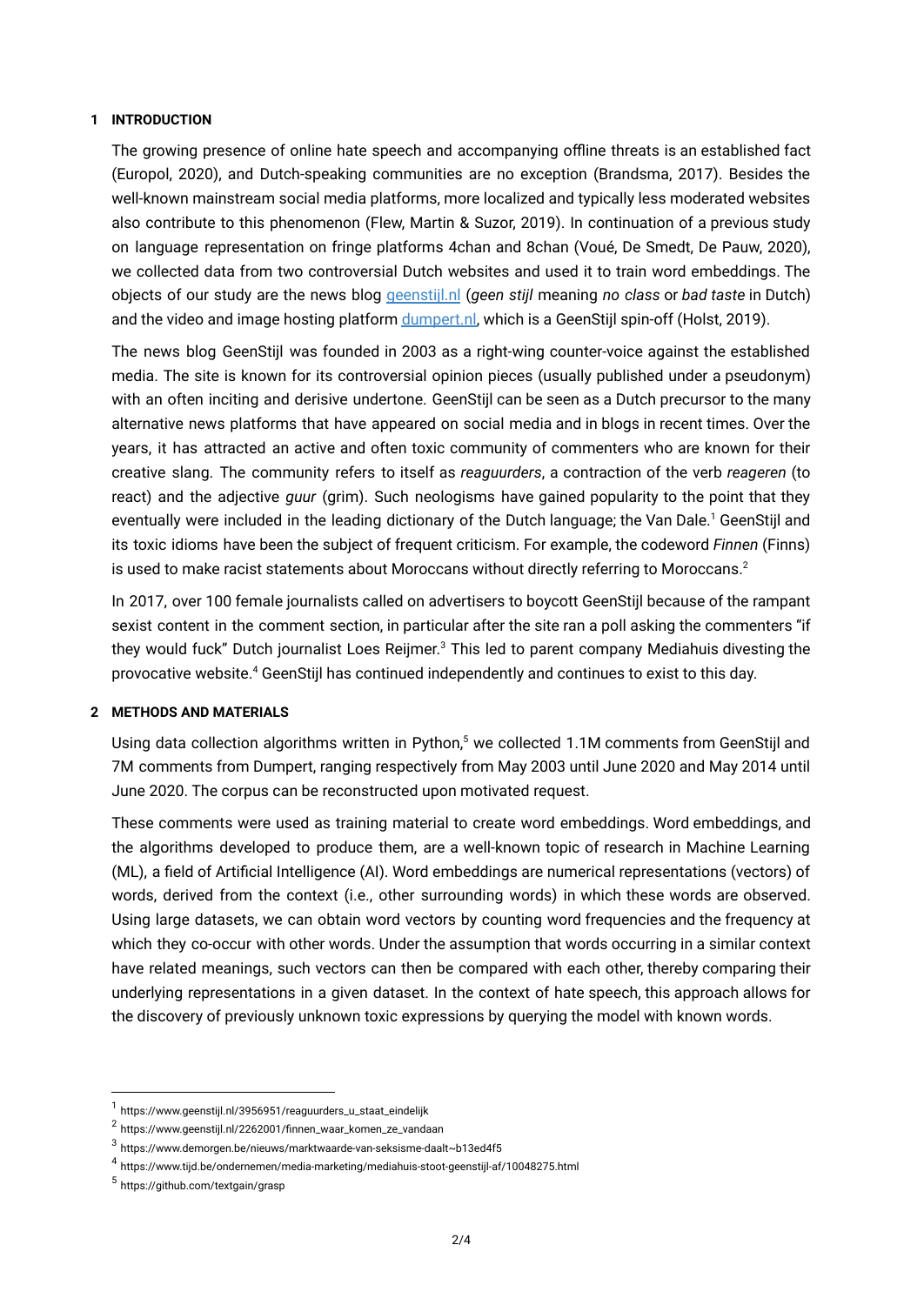## 1 INTRODUCTION

The growing presence of online hate speech and accompanying offline threats is an established fact (Europol, 2020), and Dutch-speaking communities are no exception (Brandsma, 2017). Besides the well-known mainstream social media platforms, more localized and typically less moderated websites also contribute to this phenomenon (Flew, Martin & Suzor, 2019). In continuation of a previous study on language representation on fringe platforms 4chan and 8chan (Voué, De Smedt, De Pauw, 2020), we collected data from two controversial Dutch websites and used it to train word embeddings. The objects of our study are the news blog [geenstijl.nl](geenstijl.nl) (*geen stijl* meaning *no class* or *bad taste* in Dutch) and the video and image hosting platform [dumpert.nl](dumpert.nl), which is a GeenStijl spin-off (Holst, 2019).

The news blog GeenStijl was founded in 2003 as a right-wing counter-voice against the established media. The site is known for its controversial opinion pieces (usually published under a pseudonym) with an often inciting and derisive undertone. GeenStijl can be seen as a Dutch precursor to the many alternative news platforms that have appeared on social media and in blogs in recent times. Over the years, it has attracted an active and often toxic community of commenters who are known for their creative slang. The community refers to itself as *reaguurders*, a contraction of the verb *reageren* (to react) and the adjective *guur* (grim). Such neologisms have gained popularity to the point that they eventually were included in the leading dictionary of the Dutch language; the Van Dale.[1] GeenStijl and its toxic idioms have been the subject of frequent criticism. For example, the codeword *Finnen* (Finns) is used to make racist statements about Moroccans without directly referring to Moroccans.[2]

In 2017, over 100 female journalists called on advertisers to boycott GeenStijl because of the rampant sexist content in the comment section, in particular after the site ran a poll asking the commenters "if they would fuck" Dutch journalist Loes Reijmer.[3] This led to parent company Mediahuis divesting the provocative website.[4] GeenStijl has continued independently and continues to exist to this day.

## 2 METHODS AND MATERIALS

Using data collection algorithms written in Python,[5] we collected 1.1M comments from GeenStijl and 7M comments from Dumpert, ranging respectively from May 2003 until June 2020 and May 2014 until June 2020. The corpus can be reconstructed upon motivated request.

These comments were used as training material to create word embeddings. Word embeddings, and the algorithms developed to produce them, are a well-known topic of research in Machine Learning (ML), a field of Artificial Intelligence (AI). Word embeddings are numerical representations (vectors) of words, derived from the context (i.e., other surrounding words) in which these words are observed. Using large datasets, we can obtain word vectors by counting word frequencies and the frequency at which they co-occur with other words. Under the assumption that words occurring in a similar context have related meanings, such vectors can then be compared with each other, thereby comparing their underlying representations in a given dataset. In the context of hate speech, this approach allows for the discovery of previously unknown toxic expressions by querying the model with known words.

---

[1] https://www.geenstijl.nl/3956951/reaguurders_u_staat_eindelijk

[2] https://www.geenstijl.nl/2262001/finnen_waar_komen_ze_vandaan

[3] https://www.demorgen.be/nieuws/marktwaarde-van-seksisme-daalt~b13ed4f5

[4] https://www.tijd.be/ondernemen/media-marketing/mediahuis-stoot-geenstijl-af/10048275.html

[5] https://github.com/textgain/grasp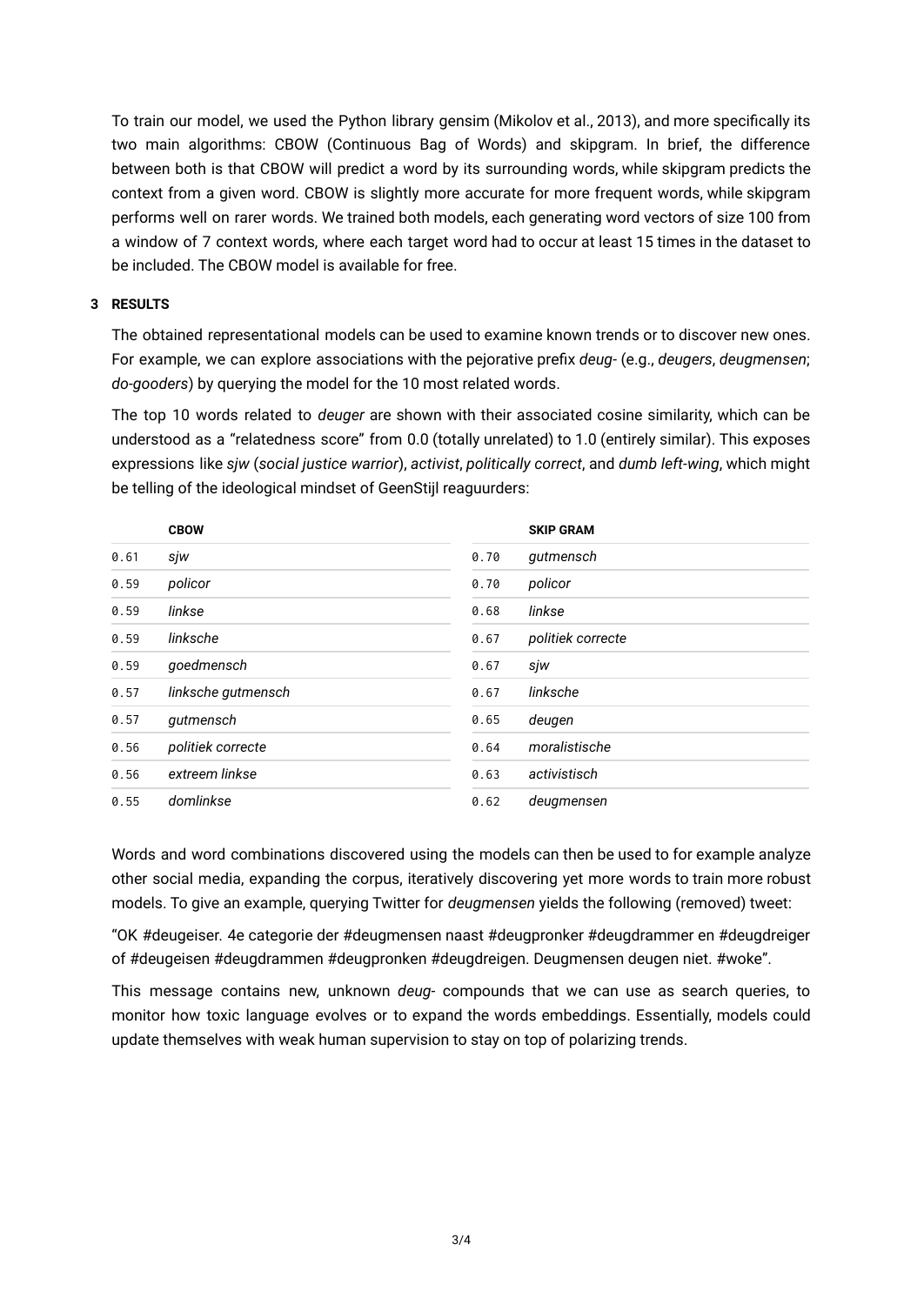To train our model, we used the Python library gensim (Mikolov et al., 2013), and more specifically its two main algorithms: CBOW (Continuous Bag of Words) and skipgram. In brief, the difference between both is that CBOW will predict a word by its surrounding words, while skipgram predicts the context from a given word. CBOW is slightly more accurate for more frequent words, while skipgram performs well on rarer words. We trained both models, each generating word vectors of size 100 from a window of 7 context words, where each target word had to occur at least 15 times in the dataset to be included. The CBOW model is available for free.

## 3 RESULTS

The obtained representational models can be used to examine known trends or to discover new ones. For example, we can explore associations with the pejorative prefix *deug-* (e.g., *deugers*, *deugmensen*; *do-gooders*) by querying the model for the 10 most related words.

The top 10 words related to *deuger* are shown with their associated cosine similarity, which can be understood as a "relatedness score" from 0.0 (totally unrelated) to 1.0 (entirely similar). This exposes expressions like *sjw* (*social justice warrior*), *activist*, *politically correct*, and *dumb left-wing*, which might be telling of the ideological mindset of GeenStijl reaguurders:

| | CBOW | | SKIP GRAM |
|---|---|---|---|
| 0.61 | *sjw* | 0.70 | *gutmensch* |
| 0.59 | *policor* | 0.70 | *policor* |
| 0.59 | *linkse* | 0.68 | *linkse* |
| 0.59 | *linksche* | 0.67 | *politiek correcte* |
| 0.59 | *goedmensch* | 0.67 | *sjw* |
| 0.57 | *linksche gutmensch* | 0.67 | *linksche* |
| 0.57 | *gutmensch* | 0.65 | *deugen* |
| 0.56 | *politiek correcte* | 0.64 | *moralistische* |
| 0.56 | *extreem linkse* | 0.63 | *activistisch* |
| 0.55 | *domlinkse* | 0.62 | *deugmensen* |

Words and word combinations discovered using the models can then be used to for example analyze other social media, expanding the corpus, iteratively discovering yet more words to train more robust models. To give an example, querying Twitter for *deugmensen* yields the following (removed) tweet:

"OK #deugeiser. 4e categorie der #deugmensen naast #deugpronker #deugdrammer en #deugdreiger of #deugeisen #deugdrammen #deugpronken #deugdreigen. Deugmensen deugen niet. #woke".

This message contains new, unknown *deug-* compounds that we can use as search queries, to monitor how toxic language evolves or to expand the words embeddings. Essentially, models could update themselves with weak human supervision to stay on top of polarizing trends.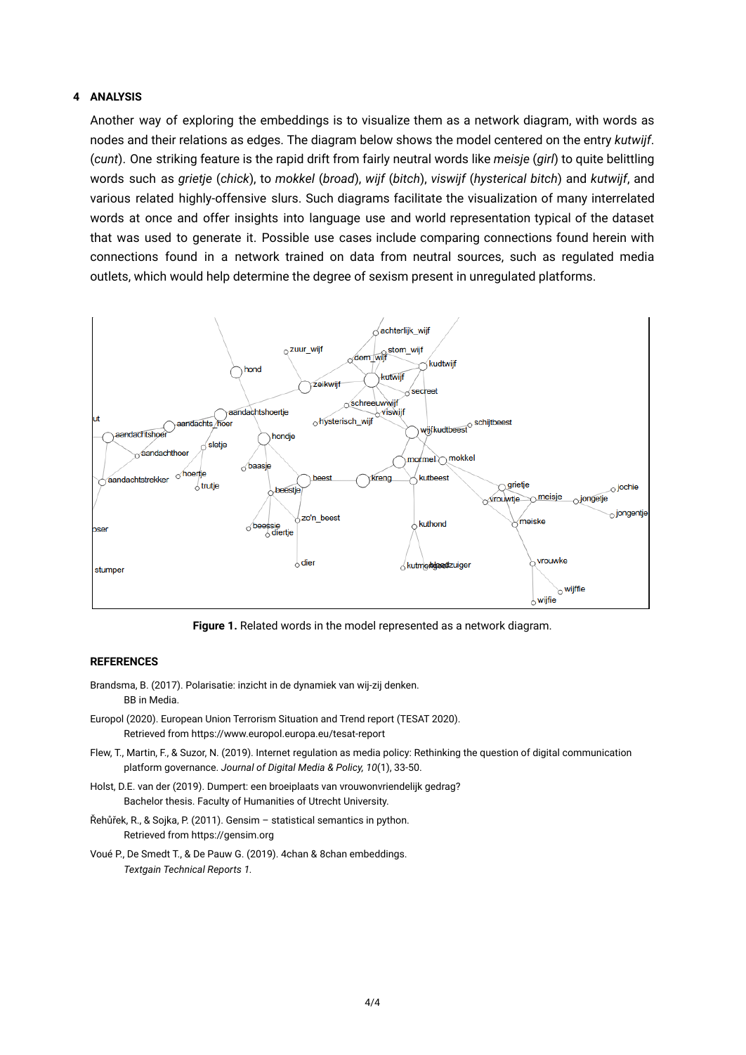## 4 ANALYSIS

Another way of exploring the embeddings is to visualize them as a network diagram, with words as nodes and their relations as edges. The diagram below shows the model centered on the entry *kutwijf*. (*cunt*). One striking feature is the rapid drift from fairly neutral words like *meisje* (*girl*) to quite belittling words such as *grietje* (*chick*), to *mokkel* (*broad*), *wijf* (*bitch*), *viswijf* (*hysterical bitch*) and *kutwijf*, and various related highly-offensive slurs. Such diagrams facilitate the visualization of many interrelated words at once and offer insights into language use and world representation typical of the dataset that was used to generate it. Possible use cases include comparing connections found herein with connections found in a network trained on data from neutral sources, such as regulated media outlets, which would help determine the degree of sexism present in unregulated platforms.

achterlijk_wijf
zuur_wijf
stom_wijf
dom_wijf
kudtwijf
hond
kutwijf
zeikwijf
secreet
schreeuwwijf
viswijf
aandachtshoertje
ut
hysterisch_wijf
aandachts_hoer
wijfkudtbeest
schijtbeest
aandachtshoer
slotje
hondje
aandachthoer
mormel
mokkel
baasje
hoertje
beest
kreng
kutbeest
grietje
jochie
aandachtstrekker
trutje
beestje
vrouwtje
meisje
jongetje
jongentje
zo'n_beest
meiske
oser
beessie
diertje
kuthond
dier
kutmongool
bloedzuiger
vrouwke
stumper
wijffie
wijfie

**Figure 1.** Related words in the model represented as a network diagram.

## REFERENCES

Brandsma, B. (2017). Polarisatie: inzicht in de dynamiek van wij-zij denken. BB in Media.

Europol (2020). European Union Terrorism Situation and Trend report (TESAT 2020). Retrieved from https://www.europol.europa.eu/tesat-report

Flew, T., Martin, F., & Suzor, N. (2019). Internet regulation as media policy: Rethinking the question of digital communication platform governance. *Journal of Digital Media & Policy, 10*(1), 33-50.

Holst, D.E. van der (2019). Dumpert: een broeiplaats van vrouwonvriendelijk gedrag? Bachelor thesis. Faculty of Humanities of Utrecht University.

Řehůřek, R., & Sojka, P. (2011). Gensim – statistical semantics in python. Retrieved from https://gensim.org

Voué P., De Smedt T., & De Pauw G. (2019). 4chan & 8chan embeddings. *Textgain Technical Reports 1.*